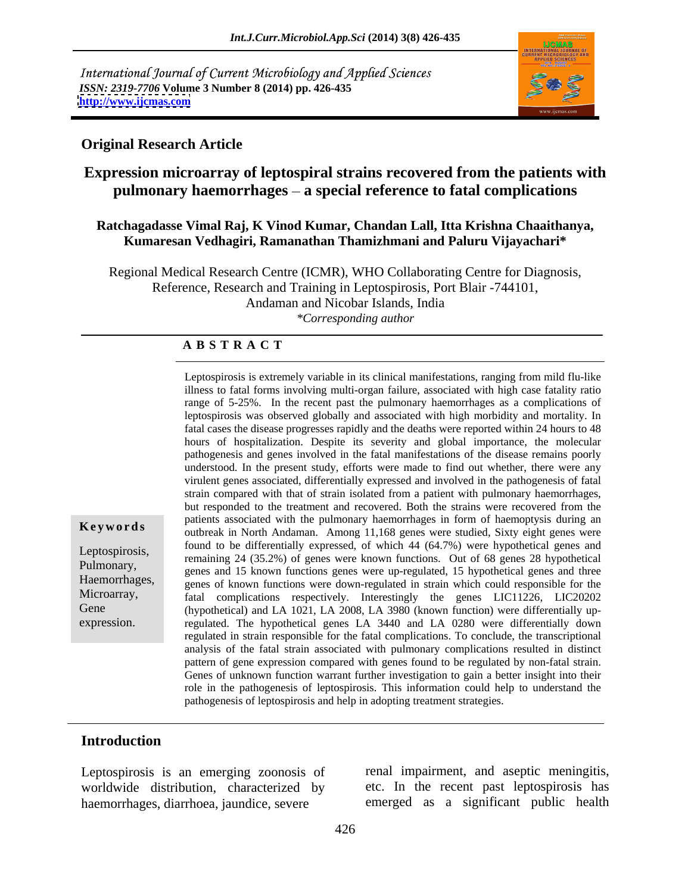International Journal of Current Microbiology and Applied Sciences
*ISSN: 2319-7706* **Volume 3 Number 8 (2014) pp. 426-435**
**http://www.ijcmas.com**

**Original Research Article**

# Expression microarray of leptospiral strains recovered from the patients with pulmonary haemorrhages – a special reference to fatal complications

**Ratchagadasse Vimal Raj, K Vinod Kumar, Chandan Lall, Itta Krishna Chaaithanya, Kumaresan Vedhagiri, Ramanathan Thamizhmani and Paluru Vijayachari***

Regional Medical Research Centre (ICMR), WHO Collaborating Centre for Diagnosis, Reference, Research and Training in Leptospirosis, Port Blair -744101, Andaman and Nicobar Islands, India

*\*Corresponding author*

## ABSTRACT

**Keywords**

Leptospirosis, Pulmonary, Haemorrhages, Microarray, Gene expression.

Leptospirosis is extremely variable in its clinical manifestations, ranging from mild flu-like illness to fatal forms involving multi-organ failure, associated with high case fatality ratio range of 5-25%. In the recent past the pulmonary haemorrhages as a complications of leptospirosis was observed globally and associated with high morbidity and mortality. In fatal cases the disease progresses rapidly and the deaths were reported within 24 hours to 48 hours of hospitalization. Despite its severity and global importance, the molecular pathogenesis and genes involved in the fatal manifestations of the disease remains poorly understood. In the present study, efforts were made to find out whether, there were any virulent genes associated, differentially expressed and involved in the pathogenesis of fatal strain compared with that of strain isolated from a patient with pulmonary haemorrhages, but responded to the treatment and recovered. Both the strains were recovered from the patients associated with the pulmonary haemorrhages in form of haemoptysis during an outbreak in North Andaman. Among 11,168 genes were studied, Sixty eight genes were found to be differentially expressed, of which 44 (64.7%) were hypothetical genes and remaining 24 (35.2%) of genes were known functions. Out of 68 genes 28 hypothetical genes and 15 known functions genes were up-regulated, 15 hypothetical genes and three genes of known functions were down-regulated in strain which could responsible for the fatal complications respectively. Interestingly the genes LIC11226, LIC20202 (hypothetical) and LA 1021, LA 2008, LA 3980 (known function) were differentially up-regulated. The hypothetical genes LA 3440 and LA 0280 were differentially down regulated in strain responsible for the fatal complications. To conclude, the transcriptional analysis of the fatal strain associated with pulmonary complications resulted in distinct pattern of gene expression compared with genes found to be regulated by non-fatal strain. Genes of unknown function warrant further investigation to gain a better insight into their role in the pathogenesis of leptospirosis. This information could help to understand the pathogenesis of leptospirosis and help in adopting treatment strategies.

## Introduction

Leptospirosis is an emerging zoonosis of worldwide distribution, characterized by haemorrhages, diarrhoea, jaundice, severe renal impairment, and aseptic meningitis, etc. In the recent past leptospirosis has emerged as a significant public health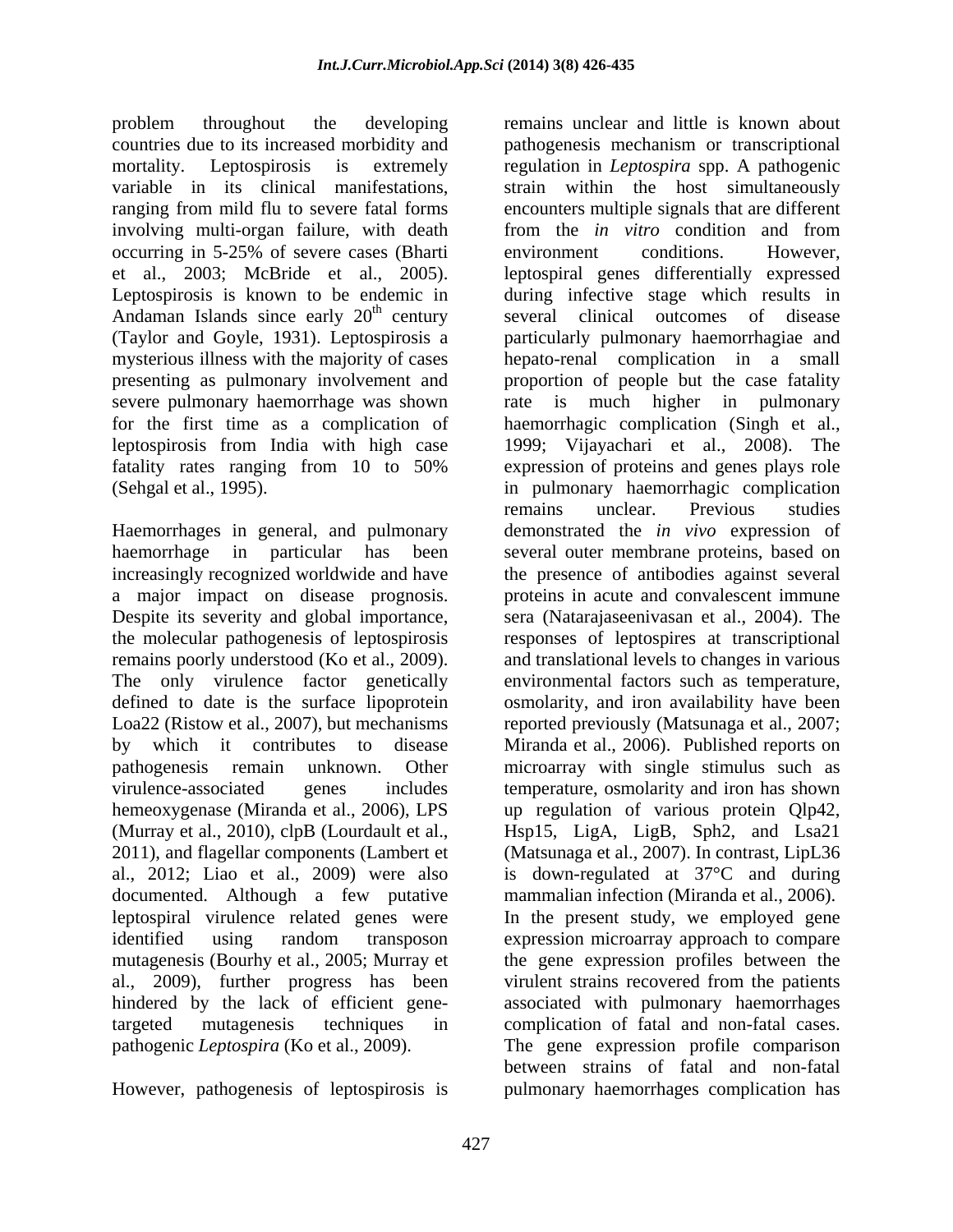problem throughout the developing countries due to its increased morbidity and mortality. Leptospirosis is extremely variable in its clinical manifestations, ranging from mild flu to severe fatal forms involving multi-organ failure, with death occurring in 5-25% of severe cases (Bharti et al., 2003; McBride et al., 2005). Leptospirosis is known to be endemic in Andaman Islands since early 20$^{th}$ century (Taylor and Goyle, 1931). Leptospirosis a mysterious illness with the majority of cases presenting as pulmonary involvement and severe pulmonary haemorrhage was shown for the first time as a complication of leptospirosis from India with high case fatality rates ranging from 10 to 50% (Sehgal et al., 1995).

Haemorrhages in general, and pulmonary haemorrhage in particular has been increasingly recognized worldwide and have a major impact on disease prognosis. Despite its severity and global importance, the molecular pathogenesis of leptospirosis remains poorly understood (Ko et al., 2009). The only virulence factor genetically defined to date is the surface lipoprotein Loa22 (Ristow et al., 2007), but mechanisms by which it contributes to disease pathogenesis remain unknown. Other virulence-associated genes includes hemeoxygenase (Miranda et al., 2006), LPS (Murray et al., 2010), clpB (Lourdault et al., 2011), and flagellar components (Lambert et al., 2012; Liao et al., 2009) were also documented. Although a few putative leptospiral virulence related genes were identified using random transposon mutagenesis (Bourhy et al., 2005; Murray et al., 2009), further progress has been hindered by the lack of efficient gene-targeted mutagenesis techniques in pathogenic *Leptospira* (Ko et al., 2009).

However, pathogenesis of leptospirosis is remains unclear and little is known about pathogenesis mechanism or transcriptional regulation in *Leptospira* spp. A pathogenic strain within the host simultaneously encounters multiple signals that are different from the *in vitro* condition and from environment conditions. However, leptospiral genes differentially expressed during infective stage which results in several clinical outcomes of disease particularly pulmonary haemorrhagiae and hepato-renal complication in a small proportion of people but the case fatality rate is much higher in pulmonary haemorrhagic complication (Singh et al., 1999; Vijayachari et al., 2008). The expression of proteins and genes plays role in pulmonary haemorrhagic complication remains unclear. Previous studies demonstrated the *in vivo* expression of several outer membrane proteins, based on the presence of antibodies against several proteins in acute and convalescent immune sera (Natarajaseenivasan et al., 2004). The responses of leptospires at transcriptional and translational levels to changes in various environmental factors such as temperature, osmolarity, and iron availability have been reported previously (Matsunaga et al., 2007; Miranda et al., 2006). Published reports on microarray with single stimulus such as temperature, osmolarity and iron has shown up regulation of various protein Qlp42, Hsp15, LigA, LigB, Sph2, and Lsa21 (Matsunaga et al., 2007). In contrast, LipL36 is down-regulated at 37°C and during mammalian infection (Miranda et al., 2006). In the present study, we employed gene expression microarray approach to compare the gene expression profiles between the virulent strains recovered from the patients associated with pulmonary haemorrhages complication of fatal and non-fatal cases. The gene expression profile comparison between strains of fatal and non-fatal pulmonary haemorrhages complication has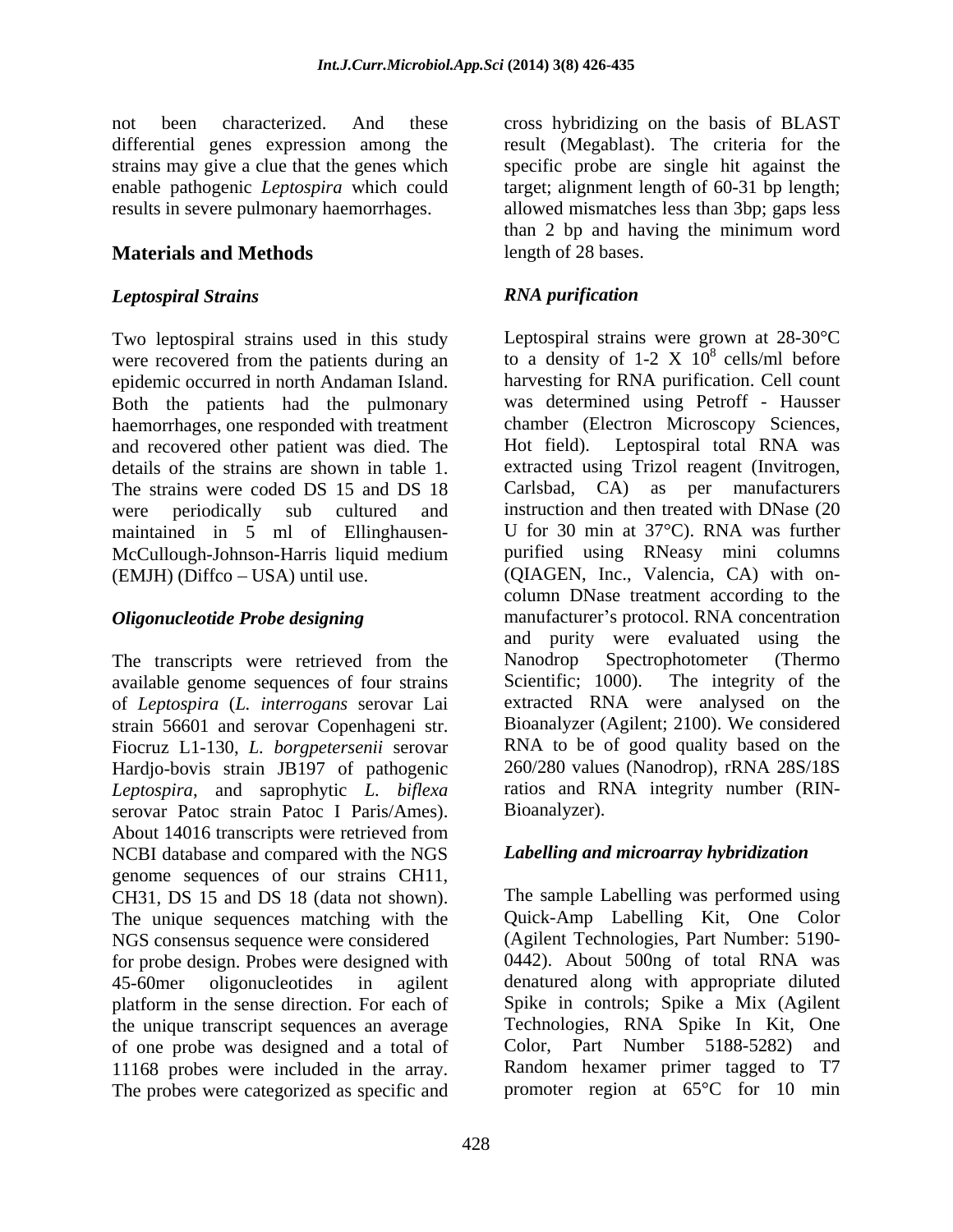not been characterized. And these differential genes expression among the strains may give a clue that the genes which enable pathogenic *Leptospira* which could results in severe pulmonary haemorrhages.

## Materials and Methods

### *Leptospiral Strains*

Two leptospiral strains used in this study were recovered from the patients during an epidemic occurred in north Andaman Island. Both the patients had the pulmonary haemorrhages, one responded with treatment and recovered other patient was died. The details of the strains are shown in table 1. The strains were coded DS 15 and DS 18 were periodically sub cultured and maintained in 5 ml of Ellinghausen-McCullough-Johnson-Harris liquid medium (EMJH) (Diffco – USA) until use.

### *Oligonucleotide Probe designing*

The transcripts were retrieved from the available genome sequences of four strains of *Leptospira* (*L. interrogans* serovar Lai strain 56601 and serovar Copenhageni str. Fiocruz L1-130, *L. borgpetersenii* serovar Hardjo-bovis strain JB197 of pathogenic *Leptospira*, and saprophytic *L. biflexa* serovar Patoc strain Patoc I Paris/Ames). About 14016 transcripts were retrieved from NCBI database and compared with the NGS genome sequences of our strains CH11, CH31, DS 15 and DS 18 (data not shown). The unique sequences matching with the NGS consensus sequence were considered for probe design. Probes were designed with 45-60mer oligonucleotides in agilent platform in the sense direction. For each of the unique transcript sequences an average of one probe was designed and a total of 11168 probes were included in the array. The probes were categorized as specific and cross hybridizing on the basis of BLAST result (Megablast). The criteria for the specific probe are single hit against the target; alignment length of 60-31 bp length; allowed mismatches less than 3bp; gaps less than 2 bp and having the minimum word length of 28 bases.

### *RNA purification*

Leptospiral strains were grown at 28-30°C to a density of 1-2 X $10^8$ cells/ml before harvesting for RNA purification. Cell count was determined using Petroff - Hausser chamber (Electron Microscopy Sciences, Hot field). Leptospiral total RNA was extracted using Trizol reagent (Invitrogen, Carlsbad, CA) as per manufacturers instruction and then treated with DNase (20 U for 30 min at 37°C). RNA was further purified using RNeasy mini columns (QIAGEN, Inc., Valencia, CA) with on-column DNase treatment according to the manufacturer's protocol. RNA concentration and purity were evaluated using the Nanodrop Spectrophotometer (Thermo Scientific; 1000). The integrity of the extracted RNA were analysed on the Bioanalyzer (Agilent; 2100). We considered RNA to be of good quality based on the 260/280 values (Nanodrop), rRNA 28S/18S ratios and RNA integrity number (RIN-Bioanalyzer).

### *Labelling and microarray hybridization*

The sample Labelling was performed using Quick-Amp Labelling Kit, One Color (Agilent Technologies, Part Number: 5190-0442). About 500ng of total RNA was denatured along with appropriate diluted Spike in controls; Spike a Mix (Agilent Technologies, RNA Spike In Kit, One Color, Part Number 5188-5282) and Random hexamer primer tagged to T7 promoter region at 65°C for 10 min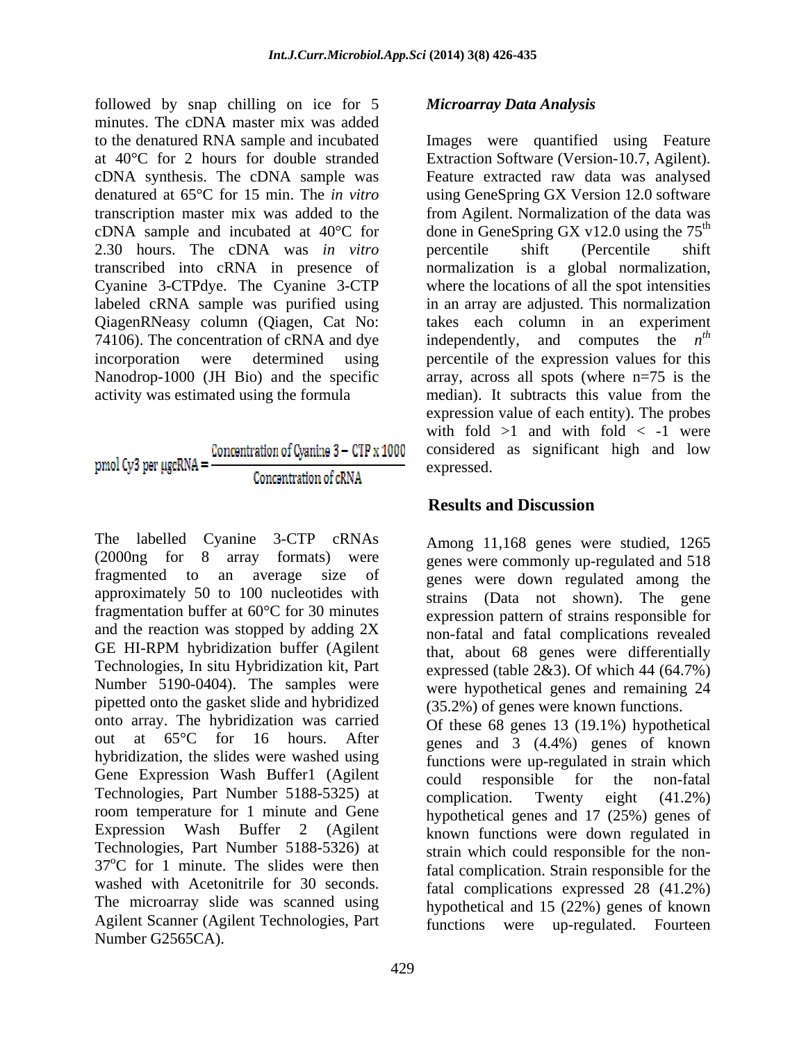followed by snap chilling on ice for 5 minutes. The cDNA master mix was added to the denatured RNA sample and incubated at 40°C for 2 hours for double stranded cDNA synthesis. The cDNA sample was denatured at 65°C for 15 min. The *in vitro* transcription master mix was added to the cDNA sample and incubated at 40°C for 2.30 hours. The cDNA was *in vitro* transcribed into cRNA in presence of Cyanine 3-CTPdye. The Cyanine 3-CTP labeled cRNA sample was purified using QiagenRNeasy column (Qiagen, Cat No: 74106). The concentration of cRNA and dye incorporation were determined using Nanodrop-1000 (JH Bio) and the specific activity was estimated using the formula

$$\text{pmol Cy3 per } \mu\text{gcRNA} = \frac{\text{Concentration of Cyanine 3} - \text{CTP x 1000}}{\text{Concentration of cRNA}}$$

The labelled Cyanine 3-CTP cRNAs (2000ng for 8 array formats) were fragmented to an average size of approximately 50 to 100 nucleotides with fragmentation buffer at 60°C for 30 minutes and the reaction was stopped by adding 2X GE HI-RPM hybridization buffer (Agilent Technologies, In situ Hybridization kit, Part Number 5190-0404). The samples were pipetted onto the gasket slide and hybridized onto array. The hybridization was carried out at 65°C for 16 hours. After hybridization, the slides were washed using Gene Expression Wash Buffer1 (Agilent Technologies, Part Number 5188-5325) at room temperature for 1 minute and Gene Expression Wash Buffer 2 (Agilent Technologies, Part Number 5188-5326) at 37°C for 1 minute. The slides were then washed with Acetonitrile for 30 seconds. The microarray slide was scanned using Agilent Scanner (Agilent Technologies, Part Number G2565CA).

### *Microarray Data Analysis*

Images were quantified using Feature Extraction Software (Version-10.7, Agilent). Feature extracted raw data was analysed using GeneSpring GX Version 12.0 software from Agilent. Normalization of the data was done in GeneSpring GX v12.0 using the 75$^{th}$ percentile shift (Percentile shift normalization is a global normalization, where the locations of all the spot intensities in an array are adjusted. This normalization takes each column in an experiment independently, and computes the $n^{th}$ percentile of the expression values for this array, across all spots (where n=75 is the median). It subtracts this value from the expression value of each entity). The probes with fold >1 and with fold < -1 were considered as significant high and low expressed.

## Results and Discussion

Among 11,168 genes were studied, 1265 genes were commonly up-regulated and 518 genes were down regulated among the strains (Data not shown). The gene expression pattern of strains responsible for non-fatal and fatal complications revealed that, about 68 genes were differentially expressed (table 2&3). Of which 44 (64.7%) were hypothetical genes and remaining 24 (35.2%) of genes were known functions.

Of these 68 genes 13 (19.1%) hypothetical genes and 3 (4.4%) genes of known functions were up-regulated in strain which could responsible for the non-fatal complication. Twenty eight (41.2%) hypothetical genes and 17 (25%) genes of known functions were down regulated in strain which could responsible for the non-fatal complication. Strain responsible for the fatal complications expressed 28 (41.2%) hypothetical and 15 (22%) genes of known functions were up-regulated. Fourteen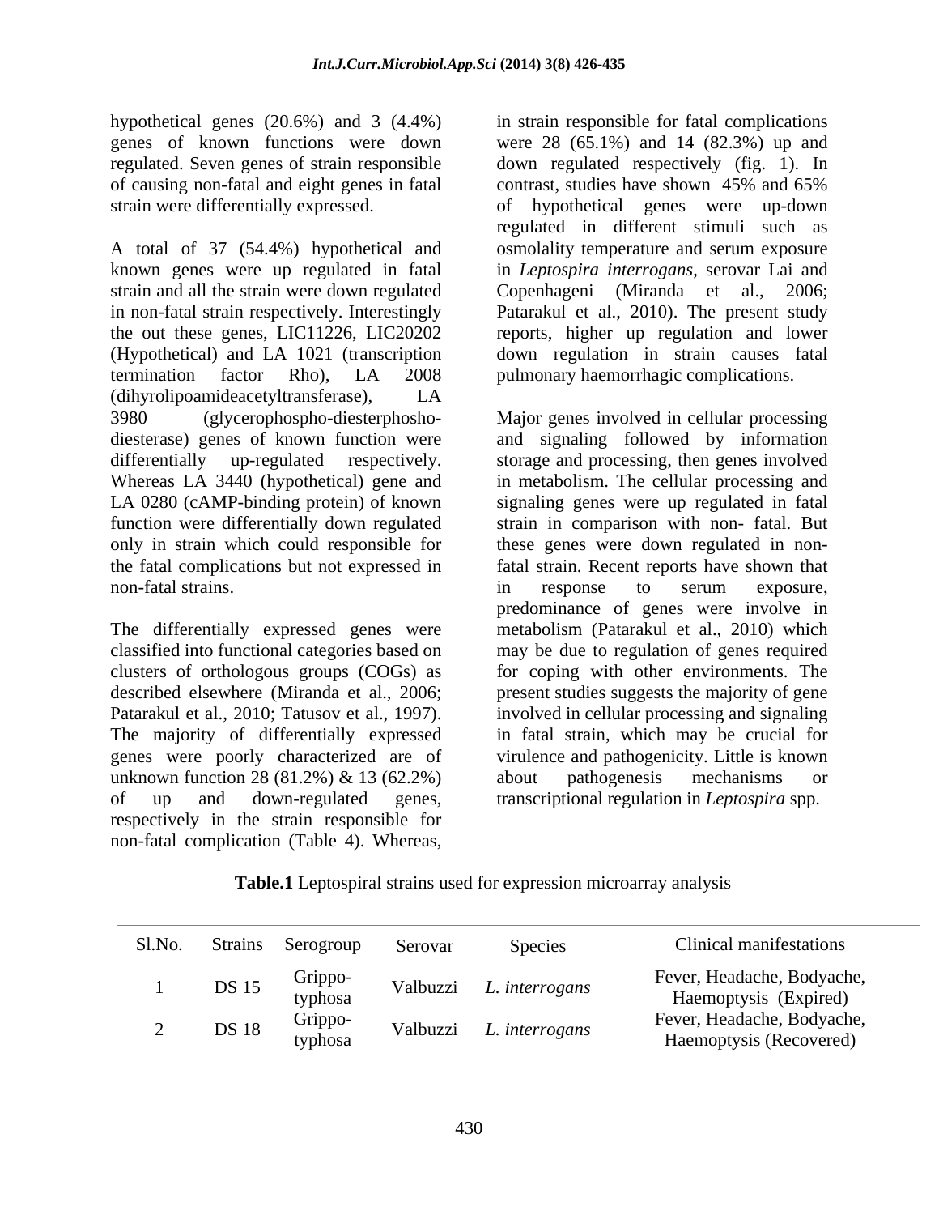hypothetical genes (20.6%) and 3 (4.4%) genes of known functions were down regulated. Seven genes of strain responsible of causing non-fatal and eight genes in fatal strain were differentially expressed.

A total of 37 (54.4%) hypothetical and known genes were up regulated in fatal strain and all the strain were down regulated in non-fatal strain respectively. Interestingly the out these genes, LIC11226, LIC20202 (Hypothetical) and LA 1021 (transcription termination factor Rho), LA 2008 (dihyrolipoamideacetyltransferase), LA 3980 (glycerophospho-diesterphosho-diesterase) genes of known function were differentially up-regulated respectively. Whereas LA 3440 (hypothetical) gene and LA 0280 (cAMP-binding protein) of known function were differentially down regulated only in strain which could responsible for the fatal complications but not expressed in non-fatal strains.

The differentially expressed genes were classified into functional categories based on clusters of orthologous groups (COGs) as described elsewhere (Miranda et al., 2006; Patarakul et al., 2010; Tatusov et al., 1997). The majority of differentially expressed genes were poorly characterized are of unknown function 28 (81.2%) & 13 (62.2%) of up and down-regulated genes, respectively in the strain responsible for non-fatal complication (Table 4). Whereas, in strain responsible for fatal complications were 28 (65.1%) and 14 (82.3%) up and down regulated respectively (fig. 1). In contrast, studies have shown 45% and 65% of hypothetical genes were up-down regulated in different stimuli such as osmolality temperature and serum exposure in *Leptospira interrogans*, serovar Lai and Copenhageni (Miranda et al., 2006; Patarakul et al., 2010). The present study reports, higher up regulation and lower down regulation in strain causes fatal pulmonary haemorrhagic complications.

Major genes involved in cellular processing and signaling followed by information storage and processing, then genes involved in metabolism. The cellular processing and signaling genes were up regulated in fatal strain in comparison with non- fatal. But these genes were down regulated in non-fatal strain. Recent reports have shown that in response to serum exposure, predominance of genes were involve in metabolism (Patarakul et al., 2010) which may be due to regulation of genes required for coping with other environments. The present studies suggests the majority of gene involved in cellular processing and signaling in fatal strain, which may be crucial for virulence and pathogenicity. Little is known about pathogenesis mechanisms or transcriptional regulation in *Leptospira* spp.

**Table.1** Leptospiral strains used for expression microarray analysis

| Sl.No. | Strains | Serogroup | Serovar | Species | Clinical manifestations |
|---|---|---|---|---|---|
| 1 | DS 15 | Grippo-typhosa | Valbuzzi | *L. interrogans* | Fever, Headache, Bodyache, Haemoptysis (Expired) |
| 2 | DS 18 | Grippo-typhosa | Valbuzzi | *L. interrogans* | Fever, Headache, Bodyache, Haemoptysis (Recovered) |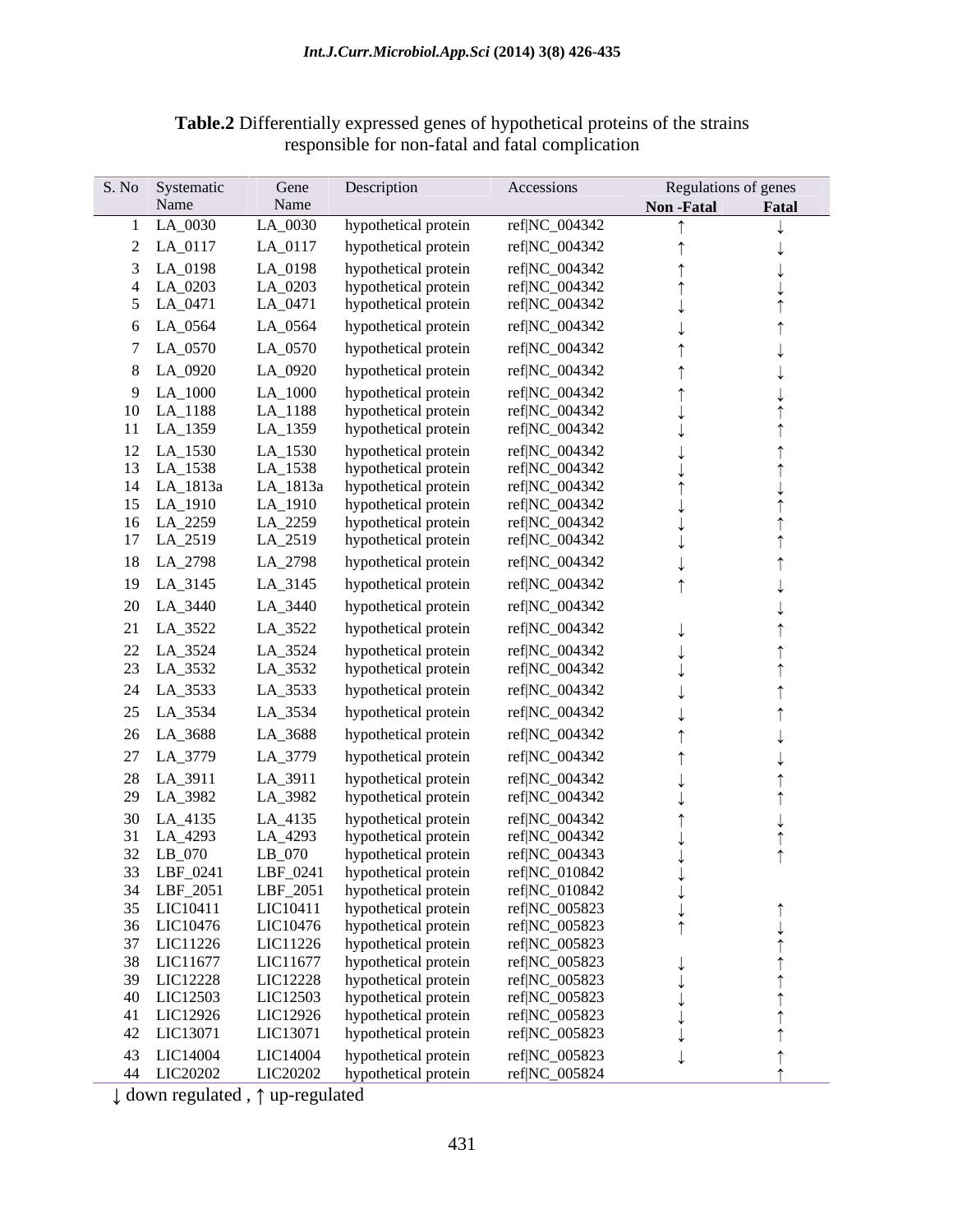**Table.2** Differentially expressed genes of hypothetical proteins of the strains responsible for non-fatal and fatal complication

| S. No | Systematic Name | Gene Name | Description | Accessions | Regulations of genes | |
|---|---|---|---|---|---|---|
| | | | | | **Non -Fatal** | **Fatal** |
| 1 | LA_0030 | LA_0030 | hypothetical protein | ref\|NC_004342 | ↑ | ↓ |
| 2 | LA_0117 | LA_0117 | hypothetical protein | ref\|NC_004342 | ↑ | ↓ |
| 3 | LA_0198 | LA_0198 | hypothetical protein | ref\|NC_004342 | ↑ | ↓ |
| 4 | LA_0203 | LA_0203 | hypothetical protein | ref\|NC_004342 | ↑ | ↓ |
| 5 | LA_0471 | LA_0471 | hypothetical protein | ref\|NC_004342 | ↓ | ↑ |
| 6 | LA_0564 | LA_0564 | hypothetical protein | ref\|NC_004342 | ↓ | ↑ |
| 7 | LA_0570 | LA_0570 | hypothetical protein | ref\|NC_004342 | ↑ | ↓ |
| 8 | LA_0920 | LA_0920 | hypothetical protein | ref\|NC_004342 | ↑ | ↓ |
| 9 | LA_1000 | LA_1000 | hypothetical protein | ref\|NC_004342 | ↑ | ↓ |
| 10 | LA_1188 | LA_1188 | hypothetical protein | ref\|NC_004342 | ↓ | ↑ |
| 11 | LA_1359 | LA_1359 | hypothetical protein | ref\|NC_004342 | ↓ | ↑ |
| 12 | LA_1530 | LA_1530 | hypothetical protein | ref\|NC_004342 | ↓ | ↑ |
| 13 | LA_1538 | LA_1538 | hypothetical protein | ref\|NC_004342 | ↓ | ↑ |
| 14 | LA_1813a | LA_1813a | hypothetical protein | ref\|NC_004342 | ↑ | ↓ |
| 15 | LA_1910 | LA_1910 | hypothetical protein | ref\|NC_004342 | ↓ | ↑ |
| 16 | LA_2259 | LA_2259 | hypothetical protein | ref\|NC_004342 | ↓ | ↑ |
| 17 | LA_2519 | LA_2519 | hypothetical protein | ref\|NC_004342 | ↓ | ↑ |
| 18 | LA_2798 | LA_2798 | hypothetical protein | ref\|NC_004342 | ↓ | ↑ |
| 19 | LA_3145 | LA_3145 | hypothetical protein | ref\|NC_004342 | ↑ | ↓ |
| 20 | LA_3440 | LA_3440 | hypothetical protein | ref\|NC_004342 | | ↓ |
| 21 | LA_3522 | LA_3522 | hypothetical protein | ref\|NC_004342 | ↓ | ↑ |
| 22 | LA_3524 | LA_3524 | hypothetical protein | ref\|NC_004342 | ↓ | ↑ |
| 23 | LA_3532 | LA_3532 | hypothetical protein | ref\|NC_004342 | ↓ | ↑ |
| 24 | LA_3533 | LA_3533 | hypothetical protein | ref\|NC_004342 | ↓ | ↑ |
| 25 | LA_3534 | LA_3534 | hypothetical protein | ref\|NC_004342 | ↓ | ↑ |
| 26 | LA_3688 | LA_3688 | hypothetical protein | ref\|NC_004342 | ↑ | ↓ |
| 27 | LA_3779 | LA_3779 | hypothetical protein | ref\|NC_004342 | ↑ | ↓ |
| 28 | LA_3911 | LA_3911 | hypothetical protein | ref\|NC_004342 | ↓ | ↑ |
| 29 | LA_3982 | LA_3982 | hypothetical protein | ref\|NC_004342 | ↓ | ↑ |
| 30 | LA_4135 | LA_4135 | hypothetical protein | ref\|NC_004342 | ↑ | ↓ |
| 31 | LA_4293 | LA_4293 | hypothetical protein | ref\|NC_004342 | ↓ | ↑ |
| 32 | LB_070 | LB_070 | hypothetical protein | ref\|NC_004343 | ↓ | ↑ |
| 33 | LBF_0241 | LBF_0241 | hypothetical protein | ref\|NC_010842 | ↓ | |
| 34 | LBF_2051 | LBF_2051 | hypothetical protein | ref\|NC_010842 | ↓ | |
| 35 | LIC10411 | LIC10411 | hypothetical protein | ref\|NC_005823 | ↓ | ↑ |
| 36 | LIC10476 | LIC10476 | hypothetical protein | ref\|NC_005823 | ↑ | ↓ |
| 37 | LIC11226 | LIC11226 | hypothetical protein | ref\|NC_005823 | | ↑ |
| 38 | LIC11677 | LIC11677 | hypothetical protein | ref\|NC_005823 | ↓ | ↑ |
| 39 | LIC12228 | LIC12228 | hypothetical protein | ref\|NC_005823 | ↓ | ↑ |
| 40 | LIC12503 | LIC12503 | hypothetical protein | ref\|NC_005823 | ↓ | ↑ |
| 41 | LIC12926 | LIC12926 | hypothetical protein | ref\|NC_005823 | ↓ | ↑ |
| 42 | LIC13071 | LIC13071 | hypothetical protein | ref\|NC_005823 | ↓ | ↑ |
| 43 | LIC14004 | LIC14004 | hypothetical protein | ref\|NC_005823 | ↓ | ↑ |
| 44 | LIC20202 | LIC20202 | hypothetical protein | ref\|NC_005824 | | ↑ |

↓ down regulated , ↑ up-regulated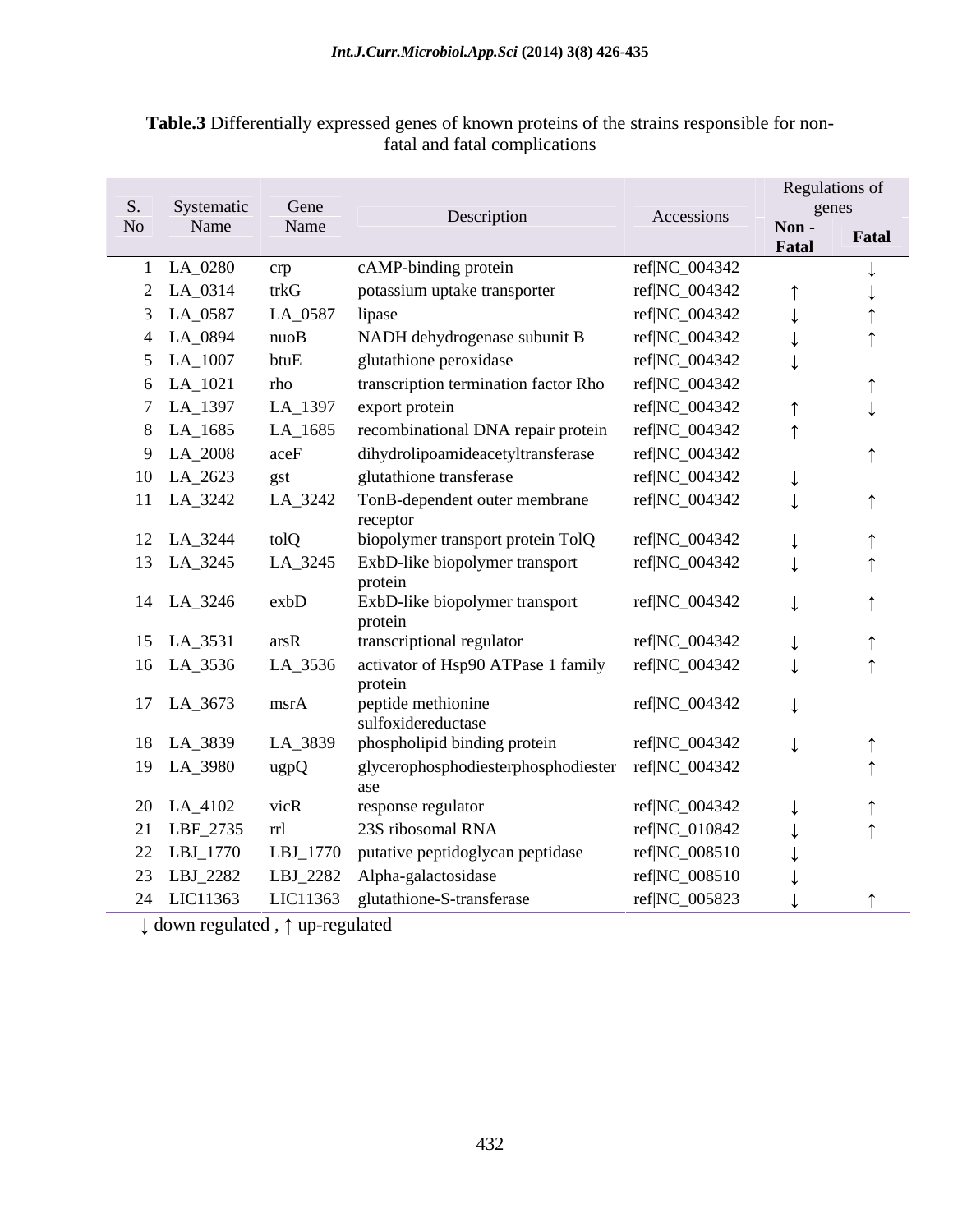**Table.3** Differentially expressed genes of known proteins of the strains responsible for non-fatal and fatal complications

| S. No | Systematic Name | Gene Name | Description | Accessions | Regulations of genes | |
|---|---|---|---|---|---|---|
| | | | | | **Non - Fatal** | **Fatal** |
| 1 | LA_0280 | crp | cAMP-binding protein | ref\|NC_004342 | | ↓ |
| 2 | LA_0314 | trkG | potassium uptake transporter | ref\|NC_004342 | ↑ | ↓ |
| 3 | LA_0587 | LA_0587 | lipase | ref\|NC_004342 | ↓ | ↑ |
| 4 | LA_0894 | nuoB | NADH dehydrogenase subunit B | ref\|NC_004342 | ↓ | ↑ |
| 5 | LA_1007 | btuE | glutathione peroxidase | ref\|NC_004342 | ↓ | |
| 6 | LA_1021 | rho | transcription termination factor Rho | ref\|NC_004342 | | ↑ |
| 7 | LA_1397 | LA_1397 | export protein | ref\|NC_004342 | ↑ | ↓ |
| 8 | LA_1685 | LA_1685 | recombinational DNA repair protein | ref\|NC_004342 | ↑ | |
| 9 | LA_2008 | aceF | dihydrolipoamideacetyltransferase | ref\|NC_004342 | | ↑ |
| 10 | LA_2623 | gst | glutathione transferase | ref\|NC_004342 | ↓ | |
| 11 | LA_3242 | LA_3242 | TonB-dependent outer membrane receptor | ref\|NC_004342 | ↓ | ↑ |
| 12 | LA_3244 | tolQ | biopolymer transport protein TolQ | ref\|NC_004342 | ↓ | ↑ |
| 13 | LA_3245 | LA_3245 | ExbD-like biopolymer transport protein | ref\|NC_004342 | ↓ | ↑ |
| 14 | LA_3246 | exbD | ExbD-like biopolymer transport protein | ref\|NC_004342 | ↓ | ↑ |
| 15 | LA_3531 | arsR | transcriptional regulator | ref\|NC_004342 | ↓ | ↑ |
| 16 | LA_3536 | LA_3536 | activator of Hsp90 ATPase 1 family protein | ref\|NC_004342 | ↓ | ↑ |
| 17 | LA_3673 | msrA | peptide methionine sulfoxidereductase | ref\|NC_004342 | ↓ | |
| 18 | LA_3839 | LA_3839 | phospholipid binding protein | ref\|NC_004342 | ↓ | ↑ |
| 19 | LA_3980 | ugpQ | glycerophosphodiesterphosphodiesterase | ref\|NC_004342 | | ↑ |
| 20 | LA_4102 | vicR | response regulator | ref\|NC_004342 | ↓ | ↑ |
| 21 | LBF_2735 | rrl | 23S ribosomal RNA | ref\|NC_010842 | ↓ | ↑ |
| 22 | LBJ_1770 | LBJ_1770 | putative peptidoglycan peptidase | ref\|NC_008510 | ↓ | |
| 23 | LBJ_2282 | LBJ_2282 | Alpha-galactosidase | ref\|NC_008510 | ↓ | |
| 24 | LIC11363 | LIC11363 | glutathione-S-transferase | ref\|NC_005823 | ↓ | ↑ |

↓ down regulated , ↑ up-regulated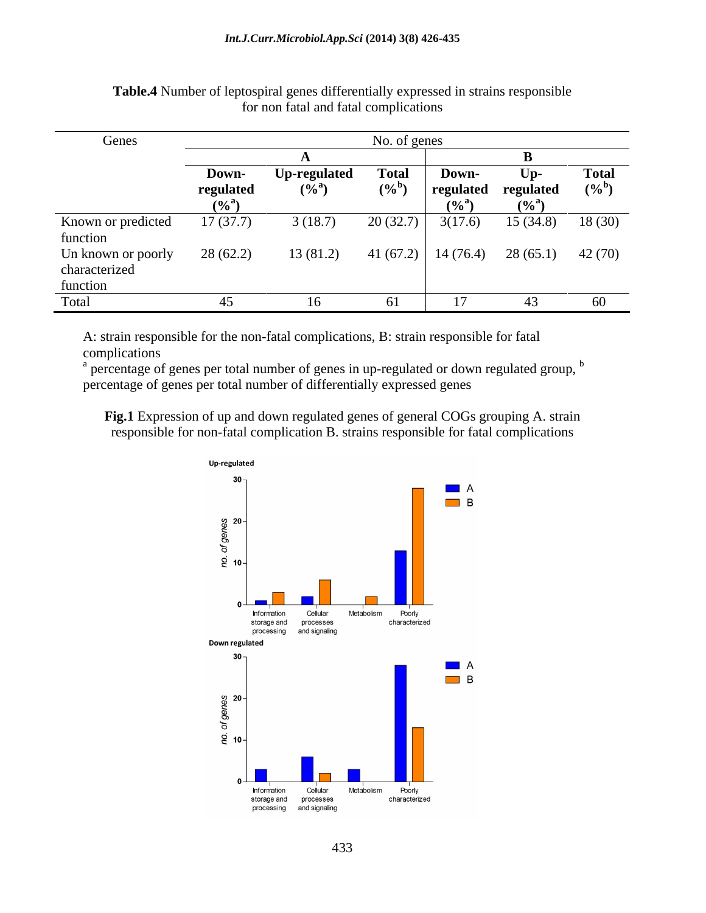**Table.4** Number of leptospiral genes differentially expressed in strains responsible for non fatal and fatal complications

| Genes | No. of genes | | | | | |
|---|---|---|---|---|---|---|
| | A | | | B | | |
| | Down-regulated (%[a]) | Up-regulated (%[a]) | Total (%[b]) | Down-regulated (%[a]) | Up-regulated (%[a]) | Total (%[b]) |
| Known or predicted function | 17 (37.7) | 3 (18.7) | 20 (32.7) | 3(17.6) | 15 (34.8) | 18 (30) |
| Un known or poorly characterized function | 28 (62.2) | 13 (81.2) | 41 (67.2) | 14 (76.4) | 28 (65.1) | 42 (70) |
| Total | 45 | 16 | 61 | 17 | 43 | 60 |

A: strain responsible for the non-fatal complications, B: strain responsible for fatal complications
[a] percentage of genes per total number of genes in up-regulated or down regulated group, [b] percentage of genes per total number of differentially expressed genes

**Fig.1** Expression of up and down regulated genes of general COGs grouping A. strain responsible for non-fatal complication B. strains responsible for fatal complications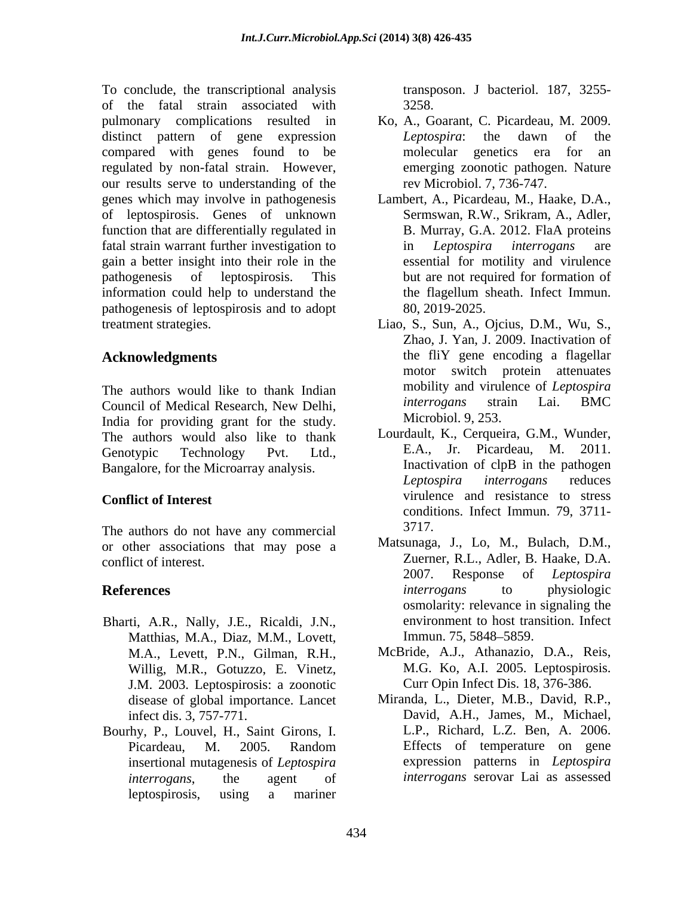To conclude, the transcriptional analysis of the fatal strain associated with pulmonary complications resulted in distinct pattern of gene expression compared with genes found to be regulated by non-fatal strain. However, our results serve to understanding of the genes which may involve in pathogenesis of leptospirosis. Genes of unknown function that are differentially regulated in fatal strain warrant further investigation to gain a better insight into their role in the pathogenesis of leptospirosis. This information could help to understand the pathogenesis of leptospirosis and to adopt treatment strategies.

## Acknowledgments

The authors would like to thank Indian Council of Medical Research, New Delhi, India for providing grant for the study. The authors would also like to thank Genotypic Technology Pvt. Ltd., Bangalore, for the Microarray analysis.

### Conflict of Interest

The authors do not have any commercial or other associations that may pose a conflict of interest.

## References

Bharti, A.R., Nally, J.E., Ricaldi, J.N., Matthias, M.A., Diaz, M.M., Lovett, M.A., Levett, P.N., Gilman, R.H., Willig, M.R., Gotuzzo, E. Vinetz, J.M. 2003. Leptospirosis: a zoonotic disease of global importance. Lancet infect dis. 3, 757-771.

Bourhy, P., Louvel, H., Saint Girons, I. Picardeau, M. 2005. Random insertional mutagenesis of *Leptospira interrogans*, the agent of leptospirosis, using a mariner transposon. J bacteriol. 187, 3255-3258.

Ko, A., Goarant, C. Picardeau, M. 2009. *Leptospira*: the dawn of the molecular genetics era for an emerging zoonotic pathogen. Nature rev Microbiol. 7, 736-747.

Lambert, A., Picardeau, M., Haake, D.A., Sermswan, R.W., Srikram, A., Adler, B. Murray, G.A. 2012. FlaA proteins in *Leptospira interrogans* are essential for motility and virulence but are not required for formation of the flagellum sheath. Infect Immun. 80, 2019-2025.

Liao, S., Sun, A., Ojcius, D.M., Wu, S., Zhao, J. Yan, J. 2009. Inactivation of the fliY gene encoding a flagellar motor switch protein attenuates mobility and virulence of *Leptospira interrogans* strain Lai. BMC Microbiol. 9, 253.

Lourdault, K., Cerqueira, G.M., Wunder, E.A., Jr. Picardeau, M. 2011. Inactivation of clpB in the pathogen *Leptospira interrogans* reduces virulence and resistance to stress conditions. Infect Immun. 79, 3711-3717.

Matsunaga, J., Lo, M., Bulach, D.M., Zuerner, R.L., Adler, B. Haake, D.A. 2007. Response of *Leptospira interrogans* to physiologic osmolarity: relevance in signaling the environment to host transition. Infect Immun. 75, 5848–5859.

McBride, A.J., Athanazio, D.A., Reis, M.G. Ko, A.I. 2005. Leptospirosis. Curr Opin Infect Dis. 18, 376-386.

Miranda, L., Dieter, M.B., David, R.P., David, A.H., James, M., Michael, L.P., Richard, L.Z. Ben, A. 2006. Effects of temperature on gene expression patterns in *Leptospira interrogans* serovar Lai as assessed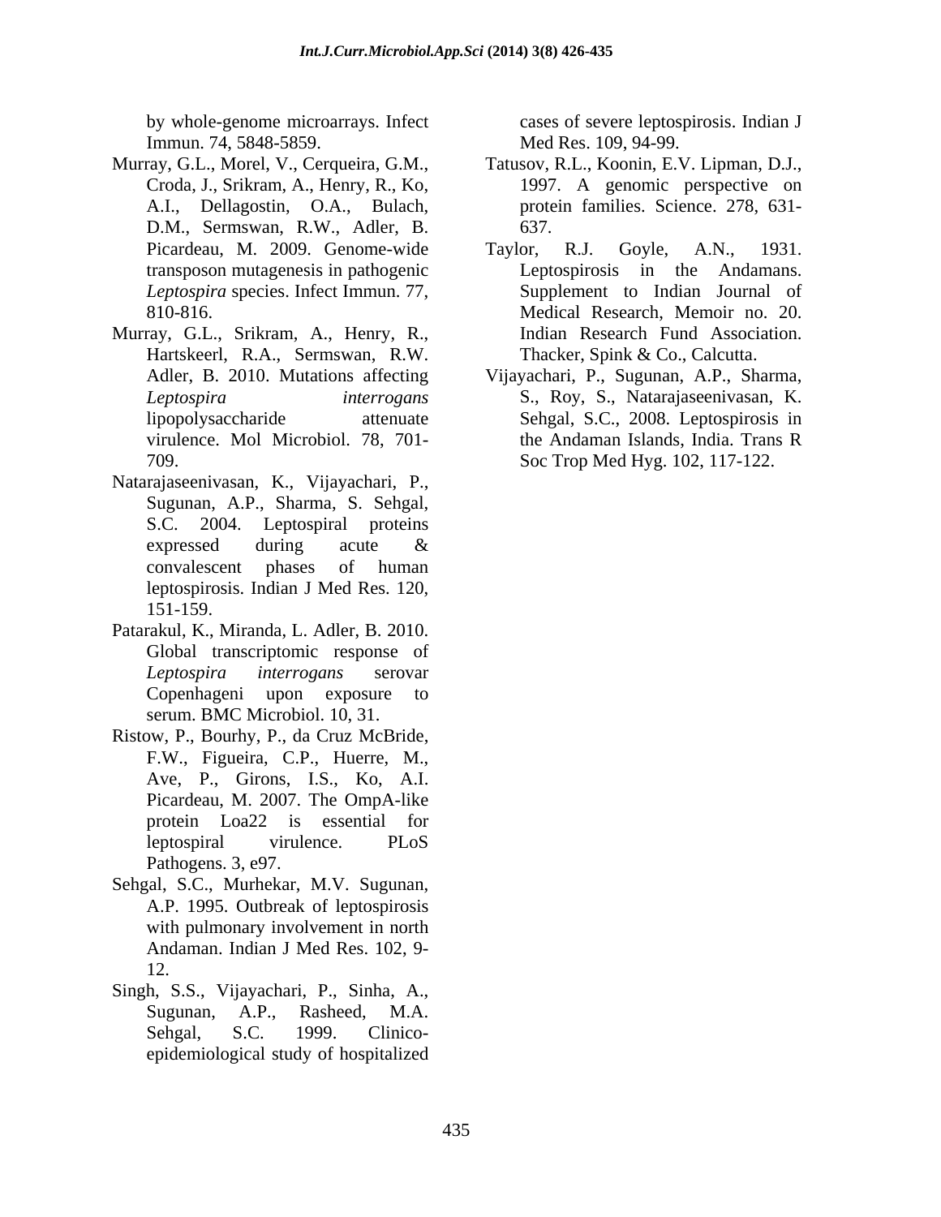by whole-genome microarrays. Infect Immun. 74, 5848-5859.

Murray, G.L., Morel, V., Cerqueira, G.M., Croda, J., Srikram, A., Henry, R., Ko, A.I., Dellagostin, O.A., Bulach, D.M., Sermswan, R.W., Adler, B. Picardeau, M. 2009. Genome-wide transposon mutagenesis in pathogenic *Leptospira* species. Infect Immun. 77, 810-816.

Murray, G.L., Srikram, A., Henry, R., Hartskeerl, R.A., Sermswan, R.W. Adler, B. 2010. Mutations affecting *Leptospira interrogans* lipopolysaccharide attenuate virulence. Mol Microbiol. 78, 701-709.

Natarajaseenivasan, K., Vijayachari, P., Sugunan, A.P., Sharma, S. Sehgal, S.C. 2004. Leptospiral proteins expressed during acute & convalescent phases of human leptospirosis. Indian J Med Res. 120, 151-159.

Patarakul, K., Miranda, L. Adler, B. 2010. Global transcriptomic response of *Leptospira interrogans* serovar Copenhageni upon exposure to serum. BMC Microbiol. 10, 31.

Ristow, P., Bourhy, P., da Cruz McBride, F.W., Figueira, C.P., Huerre, M., Ave, P., Girons, I.S., Ko, A.I. Picardeau, M. 2007. The OmpA-like protein Loa22 is essential for leptospiral virulence. PLoS Pathogens. 3, e97.

Sehgal, S.C., Murhekar, M.V. Sugunan, A.P. 1995. Outbreak of leptospirosis with pulmonary involvement in north Andaman. Indian J Med Res. 102, 9-12.

Singh, S.S., Vijayachari, P., Sinha, A., Sugunan, A.P., Rasheed, M.A. Sehgal, S.C. 1999. Clinico-epidemiological study of hospitalized cases of severe leptospirosis. Indian J Med Res. 109, 94-99.

Tatusov, R.L., Koonin, E.V. Lipman, D.J., 1997. A genomic perspective on protein families. Science. 278, 631-637.

Taylor, R.J. Goyle, A.N., 1931. Leptospirosis in the Andamans. Supplement to Indian Journal of Medical Research, Memoir no. 20. Indian Research Fund Association. Thacker, Spink & Co., Calcutta.

Vijayachari, P., Sugunan, A.P., Sharma, S., Roy, S., Natarajaseenivasan, K. Sehgal, S.C., 2008. Leptospirosis in the Andaman Islands, India. Trans R Soc Trop Med Hyg. 102, 117-122.